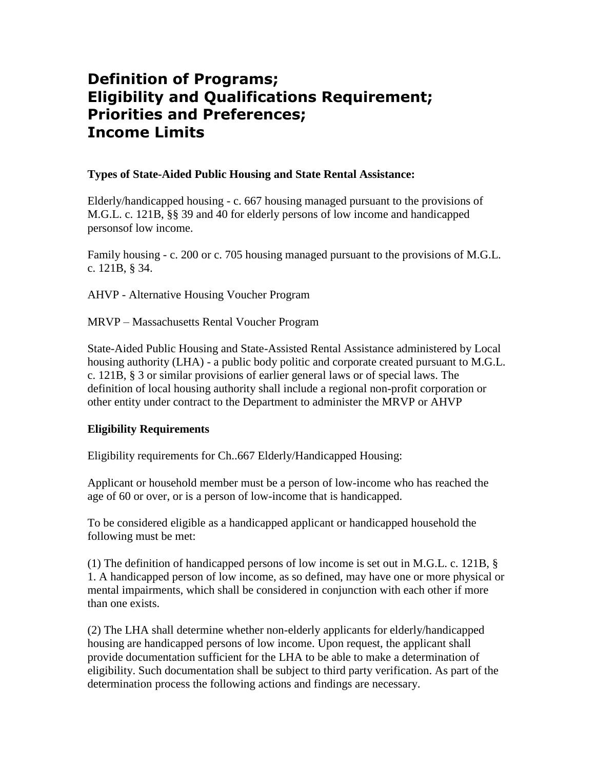# Definition of Programs; Eligibility and Qualifications Requirement; Priorities and Preferences; Income Limits

**Types of State-Aided Public Housing and State Rental Assistance:**

Elderly/handicapped housing - c. 667 housing managed pursuant to the provisions of M.G.L. c. 121B, §§ 39 and 40 for elderly persons of low income and handicapped personsof low income.

Family housing - c. 200 or c. 705 housing managed pursuant to the provisions of M.G.L. c. 121B, § 34.

AHVP - Alternative Housing Voucher Program

MRVP – Massachusetts Rental Voucher Program

State-Aided Public Housing and State-Assisted Rental Assistance administered by Local housing authority (LHA) - a public body politic and corporate created pursuant to M.G.L. c. 121B, § 3 or similar provisions of earlier general laws or of special laws. The definition of local housing authority shall include a regional non-profit corporation or other entity under contract to the Department to administer the MRVP or AHVP

**Eligibility Requirements**

Eligibility requirements for Ch..667 Elderly/Handicapped Housing:

Applicant or household member must be a person of low-income who has reached the age of 60 or over, or is a person of low-income that is handicapped.

To be considered eligible as a handicapped applicant or handicapped household the following must be met:

(1) The definition of handicapped persons of low income is set out in M.G.L. c. 121B, § 1. A handicapped person of low income, as so defined, may have one or more physical or mental impairments, which shall be considered in conjunction with each other if more than one exists.

(2) The LHA shall determine whether non-elderly applicants for elderly/handicapped housing are handicapped persons of low income. Upon request, the applicant shall provide documentation sufficient for the LHA to be able to make a determination of eligibility. Such documentation shall be subject to third party verification. As part of the determination process the following actions and findings are necessary.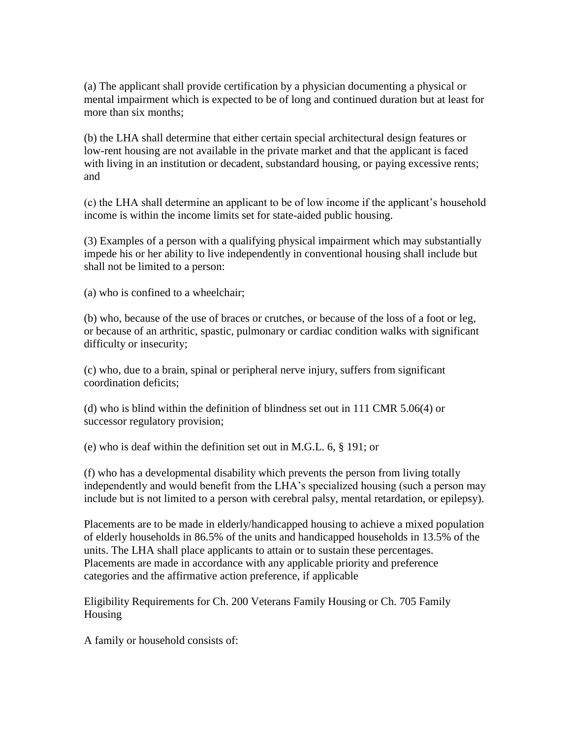(a) The applicant shall provide certification by a physician documenting a physical or mental impairment which is expected to be of long and continued duration but at least for more than six months;

(b) the LHA shall determine that either certain special architectural design features or low-rent housing are not available in the private market and that the applicant is faced with living in an institution or decadent, substandard housing, or paying excessive rents; and

(c) the LHA shall determine an applicant to be of low income if the applicant's household income is within the income limits set for state-aided public housing.

(3) Examples of a person with a qualifying physical impairment which may substantially impede his or her ability to live independently in conventional housing shall include but shall not be limited to a person:

(a) who is confined to a wheelchair;

(b) who, because of the use of braces or crutches, or because of the loss of a foot or leg, or because of an arthritic, spastic, pulmonary or cardiac condition walks with significant difficulty or insecurity;

(c) who, due to a brain, spinal or peripheral nerve injury, suffers from significant coordination deficits;

(d) who is blind within the definition of blindness set out in 111 CMR 5.06(4) or successor regulatory provision;

(e) who is deaf within the definition set out in M.G.L. 6, § 191; or

(f) who has a developmental disability which prevents the person from living totally independently and would benefit from the LHA's specialized housing (such a person may include but is not limited to a person with cerebral palsy, mental retardation, or epilepsy).

Placements are to be made in elderly/handicapped housing to achieve a mixed population of elderly households in 86.5% of the units and handicapped households in 13.5% of the units. The LHA shall place applicants to attain or to sustain these percentages. Placements are made in accordance with any applicable priority and preference categories and the affirmative action preference, if applicable

Eligibility Requirements for Ch. 200 Veterans Family Housing or Ch. 705 Family Housing

A family or household consists of: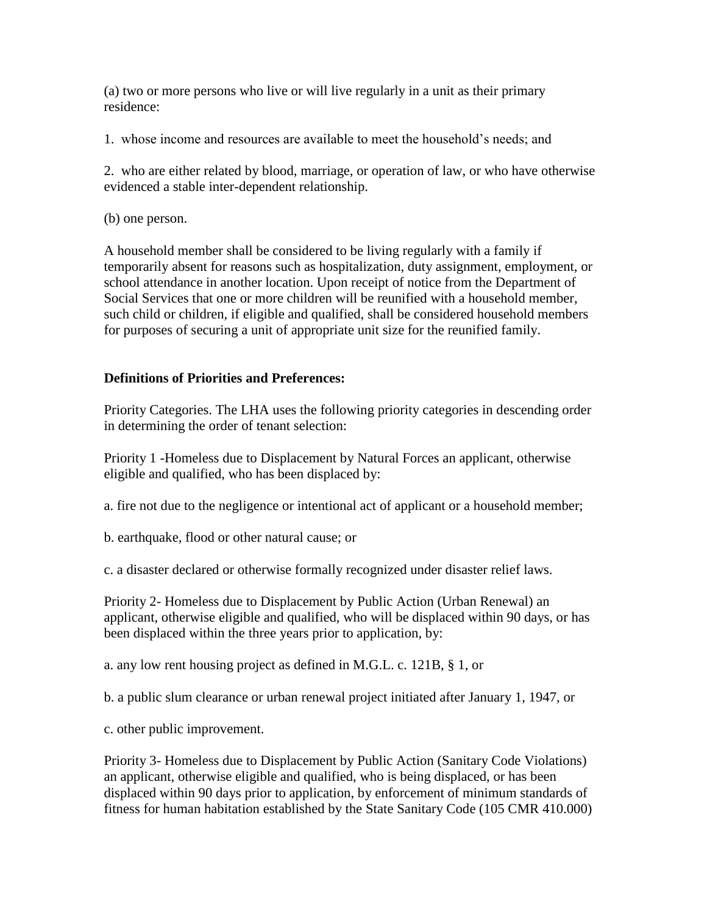(a) two or more persons who live or will live regularly in a unit as their primary residence:

1. whose income and resources are available to meet the household's needs; and

2. who are either related by blood, marriage, or operation of law, or who have otherwise evidenced a stable inter-dependent relationship.

(b) one person.

A household member shall be considered to be living regularly with a family if temporarily absent for reasons such as hospitalization, duty assignment, employment, or school attendance in another location. Upon receipt of notice from the Department of Social Services that one or more children will be reunified with a household member, such child or children, if eligible and qualified, shall be considered household members for purposes of securing a unit of appropriate unit size for the reunified family.

**Definitions of Priorities and Preferences:**

Priority Categories. The LHA uses the following priority categories in descending order in determining the order of tenant selection:

Priority 1 -Homeless due to Displacement by Natural Forces an applicant, otherwise eligible and qualified, who has been displaced by:

a. fire not due to the negligence or intentional act of applicant or a household member;

b. earthquake, flood or other natural cause; or

c. a disaster declared or otherwise formally recognized under disaster relief laws.

Priority 2- Homeless due to Displacement by Public Action (Urban Renewal) an applicant, otherwise eligible and qualified, who will be displaced within 90 days, or has been displaced within the three years prior to application, by:

a. any low rent housing project as defined in M.G.L. c. 121B, § 1, or

b. a public slum clearance or urban renewal project initiated after January 1, 1947, or

c. other public improvement.

Priority 3- Homeless due to Displacement by Public Action (Sanitary Code Violations) an applicant, otherwise eligible and qualified, who is being displaced, or has been displaced within 90 days prior to application, by enforcement of minimum standards of fitness for human habitation established by the State Sanitary Code (105 CMR 410.000)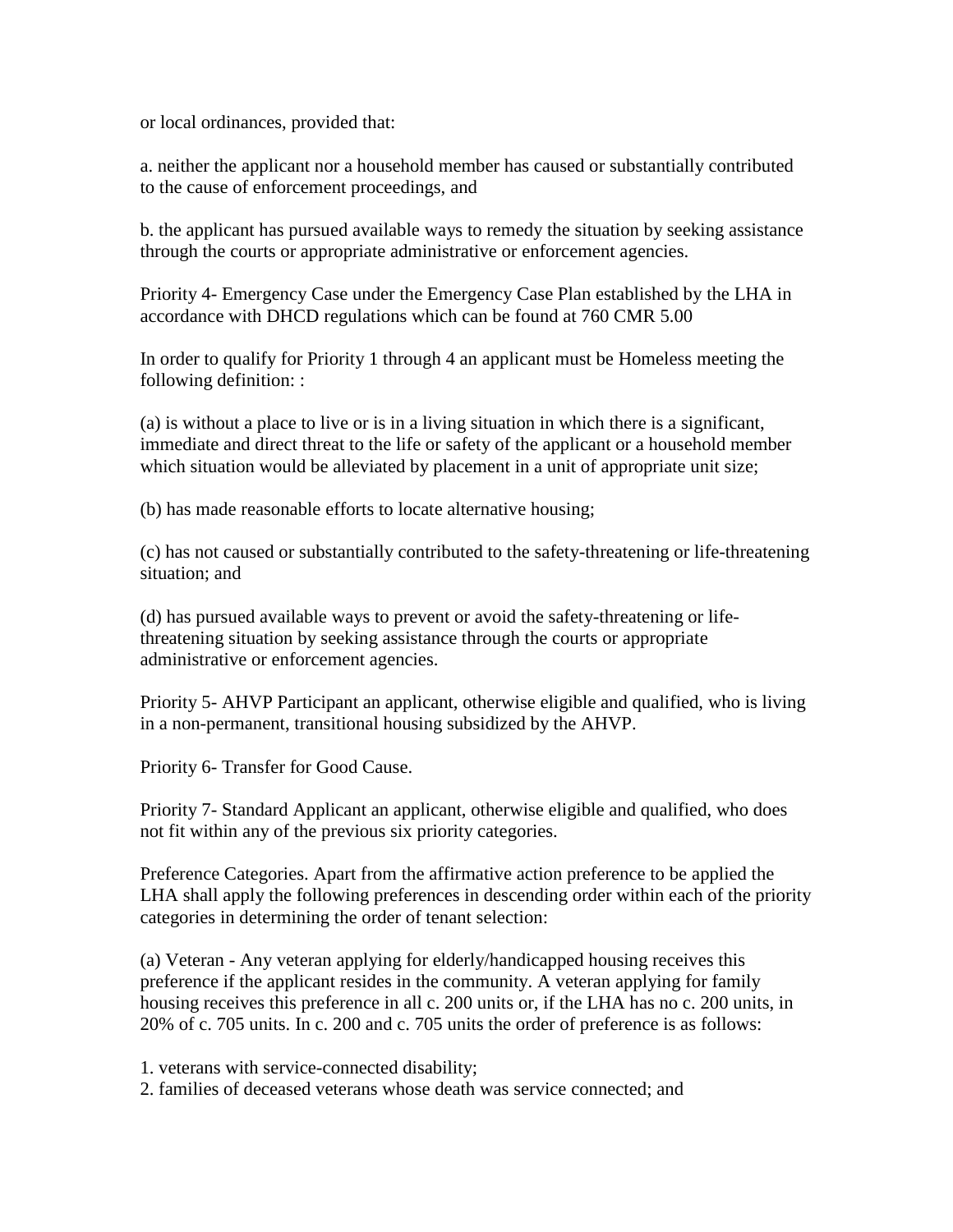or local ordinances, provided that:

a. neither the applicant nor a household member has caused or substantially contributed to the cause of enforcement proceedings, and

b. the applicant has pursued available ways to remedy the situation by seeking assistance through the courts or appropriate administrative or enforcement agencies.

Priority 4- Emergency Case under the Emergency Case Plan established by the LHA in accordance with DHCD regulations which can be found at 760 CMR 5.00

In order to qualify for Priority 1 through 4 an applicant must be Homeless meeting the following definition: :

(a) is without a place to live or is in a living situation in which there is a significant, immediate and direct threat to the life or safety of the applicant or a household member which situation would be alleviated by placement in a unit of appropriate unit size;

(b) has made reasonable efforts to locate alternative housing;

(c) has not caused or substantially contributed to the safety-threatening or life-threatening situation; and

(d) has pursued available ways to prevent or avoid the safety-threatening or life-threatening situation by seeking assistance through the courts or appropriate administrative or enforcement agencies.

Priority 5- AHVP Participant an applicant, otherwise eligible and qualified, who is living in a non-permanent, transitional housing subsidized by the AHVP.

Priority 6- Transfer for Good Cause.

Priority 7- Standard Applicant an applicant, otherwise eligible and qualified, who does not fit within any of the previous six priority categories.

Preference Categories. Apart from the affirmative action preference to be applied the LHA shall apply the following preferences in descending order within each of the priority categories in determining the order of tenant selection:

(a) Veteran - Any veteran applying for elderly/handicapped housing receives this preference if the applicant resides in the community. A veteran applying for family housing receives this preference in all c. 200 units or, if the LHA has no c. 200 units, in 20% of c. 705 units. In c. 200 and c. 705 units the order of preference is as follows:

1. veterans with service-connected disability;
2. families of deceased veterans whose death was service connected; and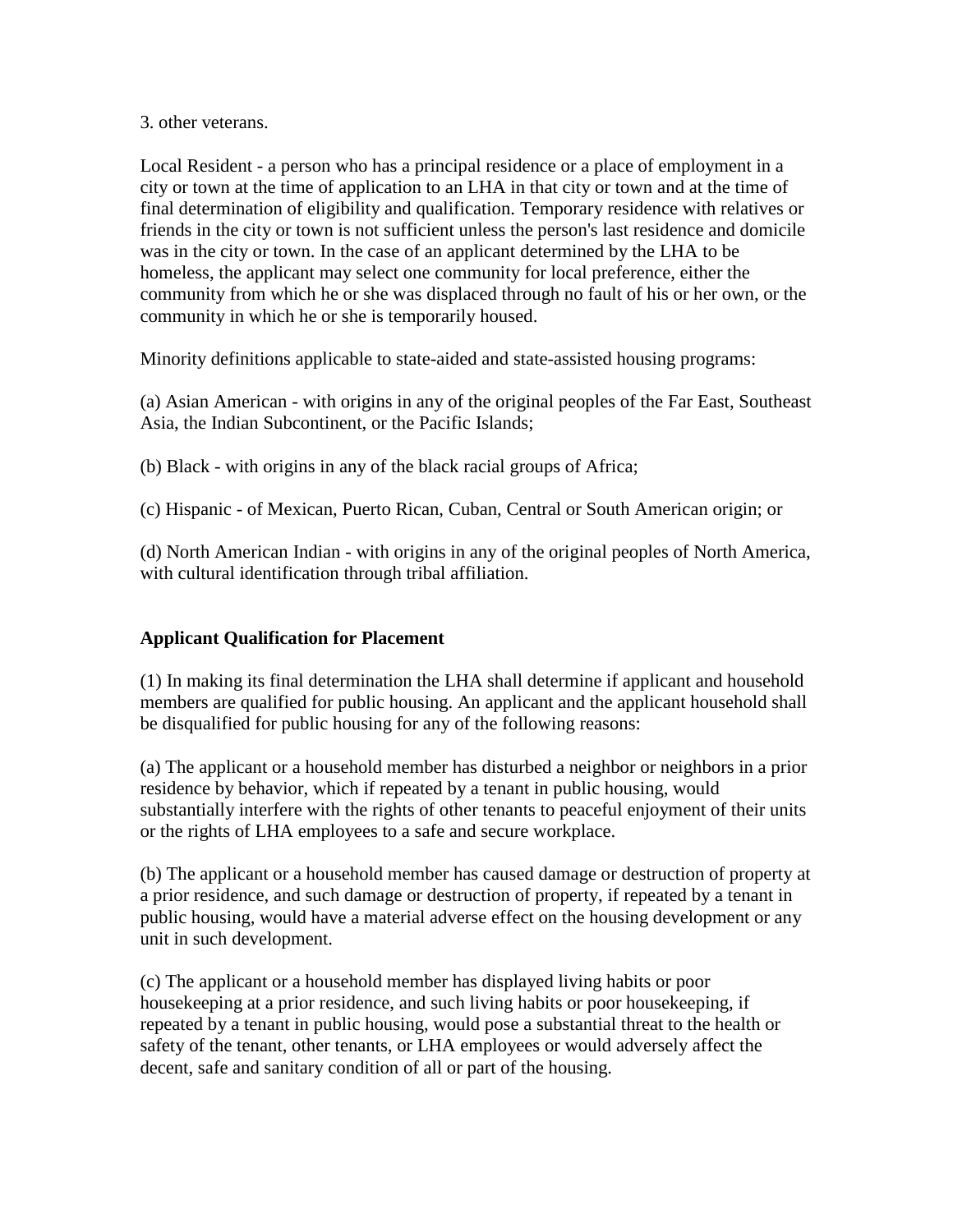3. other veterans.

Local Resident - a person who has a principal residence or a place of employment in a city or town at the time of application to an LHA in that city or town and at the time of final determination of eligibility and qualification. Temporary residence with relatives or friends in the city or town is not sufficient unless the person's last residence and domicile was in the city or town. In the case of an applicant determined by the LHA to be homeless, the applicant may select one community for local preference, either the community from which he or she was displaced through no fault of his or her own, or the community in which he or she is temporarily housed.

Minority definitions applicable to state-aided and state-assisted housing programs:

(a) Asian American - with origins in any of the original peoples of the Far East, Southeast Asia, the Indian Subcontinent, or the Pacific Islands;

(b) Black - with origins in any of the black racial groups of Africa;

(c) Hispanic - of Mexican, Puerto Rican, Cuban, Central or South American origin; or

(d) North American Indian - with origins in any of the original peoples of North America, with cultural identification through tribal affiliation.

**Applicant Qualification for Placement**

(1) In making its final determination the LHA shall determine if applicant and household members are qualified for public housing. An applicant and the applicant household shall be disqualified for public housing for any of the following reasons:

(a) The applicant or a household member has disturbed a neighbor or neighbors in a prior residence by behavior, which if repeated by a tenant in public housing, would substantially interfere with the rights of other tenants to peaceful enjoyment of their units or the rights of LHA employees to a safe and secure workplace.

(b) The applicant or a household member has caused damage or destruction of property at a prior residence, and such damage or destruction of property, if repeated by a tenant in public housing, would have a material adverse effect on the housing development or any unit in such development.

(c) The applicant or a household member has displayed living habits or poor housekeeping at a prior residence, and such living habits or poor housekeeping, if repeated by a tenant in public housing, would pose a substantial threat to the health or safety of the tenant, other tenants, or LHA employees or would adversely affect the decent, safe and sanitary condition of all or part of the housing.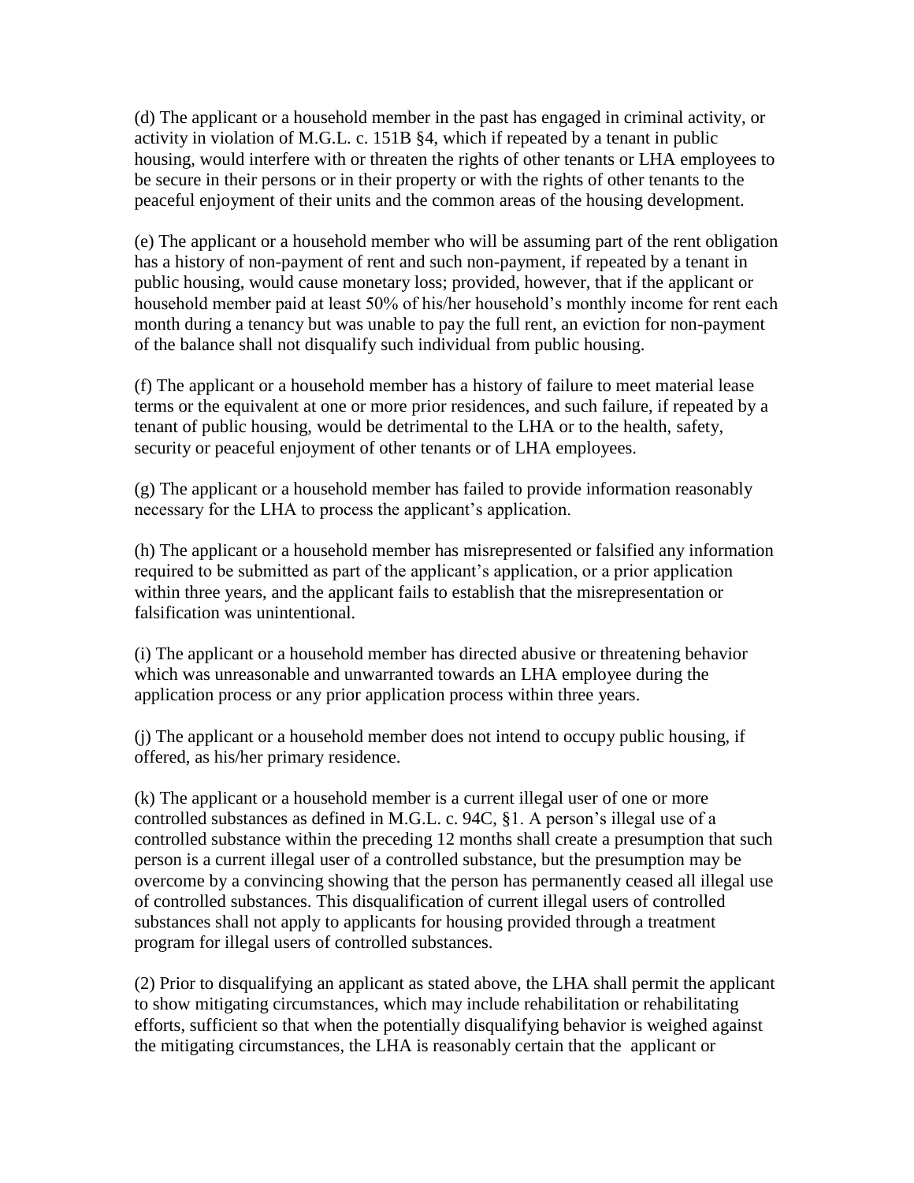(d) The applicant or a household member in the past has engaged in criminal activity, or activity in violation of M.G.L. c. 151B §4, which if repeated by a tenant in public housing, would interfere with or threaten the rights of other tenants or LHA employees to be secure in their persons or in their property or with the rights of other tenants to the peaceful enjoyment of their units and the common areas of the housing development.

(e) The applicant or a household member who will be assuming part of the rent obligation has a history of non-payment of rent and such non-payment, if repeated by a tenant in public housing, would cause monetary loss; provided, however, that if the applicant or household member paid at least 50% of his/her household's monthly income for rent each month during a tenancy but was unable to pay the full rent, an eviction for non-payment of the balance shall not disqualify such individual from public housing.

(f) The applicant or a household member has a history of failure to meet material lease terms or the equivalent at one or more prior residences, and such failure, if repeated by a tenant of public housing, would be detrimental to the LHA or to the health, safety, security or peaceful enjoyment of other tenants or of LHA employees.

(g) The applicant or a household member has failed to provide information reasonably necessary for the LHA to process the applicant's application.

(h) The applicant or a household member has misrepresented or falsified any information required to be submitted as part of the applicant's application, or a prior application within three years, and the applicant fails to establish that the misrepresentation or falsification was unintentional.

(i) The applicant or a household member has directed abusive or threatening behavior which was unreasonable and unwarranted towards an LHA employee during the application process or any prior application process within three years.

(j) The applicant or a household member does not intend to occupy public housing, if offered, as his/her primary residence.

(k) The applicant or a household member is a current illegal user of one or more controlled substances as defined in M.G.L. c. 94C, §1. A person's illegal use of a controlled substance within the preceding 12 months shall create a presumption that such person is a current illegal user of a controlled substance, but the presumption may be overcome by a convincing showing that the person has permanently ceased all illegal use of controlled substances. This disqualification of current illegal users of controlled substances shall not apply to applicants for housing provided through a treatment program for illegal users of controlled substances.

(2) Prior to disqualifying an applicant as stated above, the LHA shall permit the applicant to show mitigating circumstances, which may include rehabilitation or rehabilitating efforts, sufficient so that when the potentially disqualifying behavior is weighed against the mitigating circumstances, the LHA is reasonably certain that the applicant or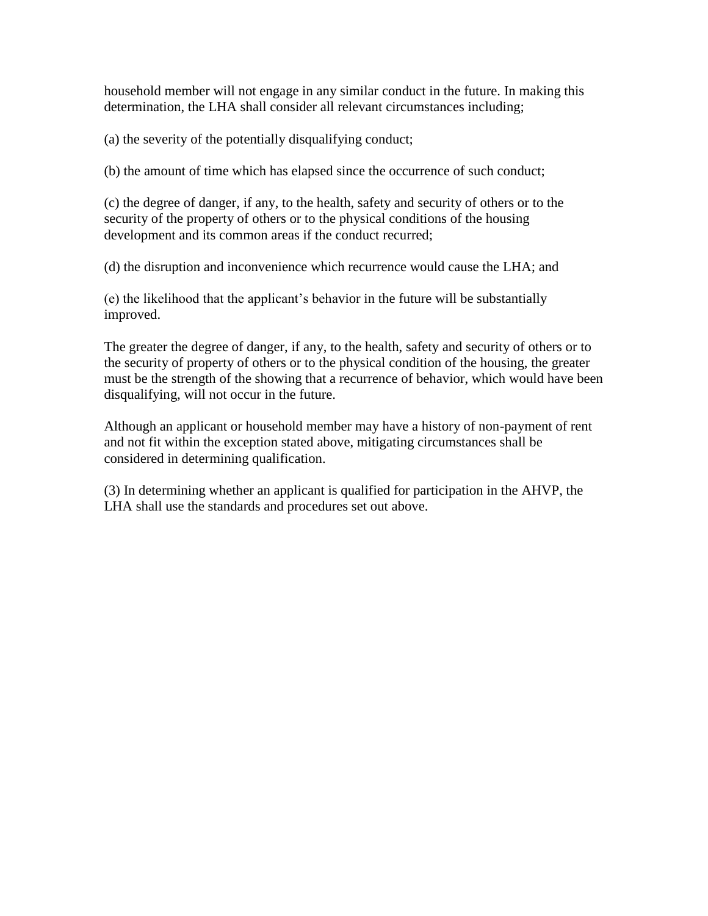household member will not engage in any similar conduct in the future. In making this determination, the LHA shall consider all relevant circumstances including;

(a) the severity of the potentially disqualifying conduct;

(b) the amount of time which has elapsed since the occurrence of such conduct;

(c) the degree of danger, if any, to the health, safety and security of others or to the security of the property of others or to the physical conditions of the housing development and its common areas if the conduct recurred;

(d) the disruption and inconvenience which recurrence would cause the LHA; and

(e) the likelihood that the applicant's behavior in the future will be substantially improved.

The greater the degree of danger, if any, to the health, safety and security of others or to the security of property of others or to the physical condition of the housing, the greater must be the strength of the showing that a recurrence of behavior, which would have been disqualifying, will not occur in the future.

Although an applicant or household member may have a history of non-payment of rent and not fit within the exception stated above, mitigating circumstances shall be considered in determining qualification.

(3) In determining whether an applicant is qualified for participation in the AHVP, the LHA shall use the standards and procedures set out above.